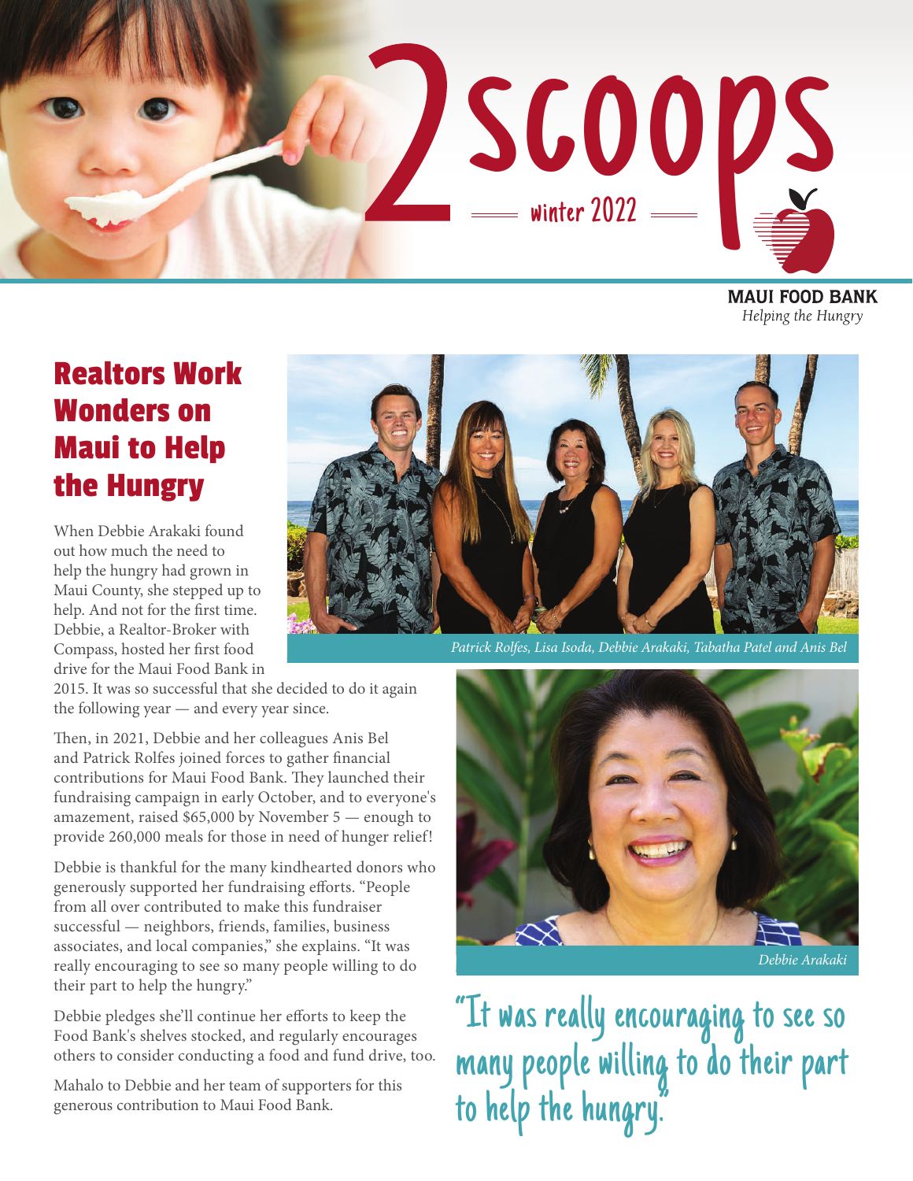# 2scoops

winter 2022

**MAUI FOOD BANK**
*Helping the Hungry*

## Realtors Work Wonders on Maui to Help the Hungry

*Patrick Rolfes, Lisa Isoda, Debbie Arakaki, Tabatha Patel and Anis Bel*

When Debbie Arakaki found out how much the need to help the hungry had grown in Maui County, she stepped up to help. And not for the first time. Debbie, a Realtor-Broker with Compass, hosted her first food drive for the Maui Food Bank in 2015. It was so successful that she decided to do it again the following year — and every year since.

Then, in 2021, Debbie and her colleagues Anis Bel and Patrick Rolfes joined forces to gather financial contributions for Maui Food Bank. They launched their fundraising campaign in early October, and to everyone's amazement, raised $65,000 by November 5 — enough to provide 260,000 meals for those in need of hunger relief!

Debbie is thankful for the many kindhearted donors who generously supported her fundraising efforts. "People from all over contributed to make this fundraiser successful — neighbors, friends, families, business associates, and local companies," she explains. "It was really encouraging to see so many people willing to do their part to help the hungry."

Debbie pledges she'll continue her efforts to keep the Food Bank's shelves stocked, and regularly encourages others to consider conducting a food and fund drive, too.

Mahalo to Debbie and her team of supporters for this generous contribution to Maui Food Bank.

*Debbie Arakaki*

"It was really encouraging to see so many people willing to do their part to help the hungry."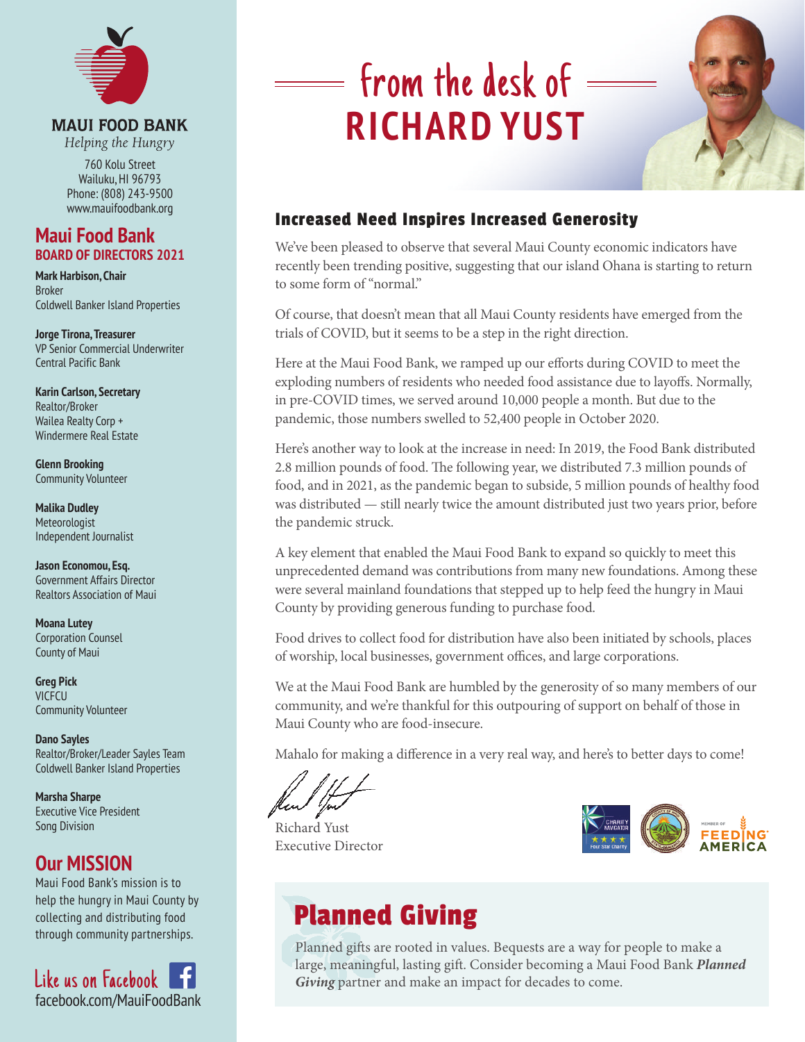# from the desk of RICHARD YUST

## Increased Need Inspires Increased Generosity

We've been pleased to observe that several Maui County economic indicators have recently been trending positive, suggesting that our island Ohana is starting to return to some form of "normal."

Of course, that doesn't mean that all Maui County residents have emerged from the trials of COVID, but it seems to be a step in the right direction.

Here at the Maui Food Bank, we ramped up our efforts during COVID to meet the exploding numbers of residents who needed food assistance due to layoffs. Normally, in pre-COVID times, we served around 10,000 people a month. But due to the pandemic, those numbers swelled to 52,400 people in October 2020.

Here's another way to look at the increase in need: In 2019, the Food Bank distributed 2.8 million pounds of food. The following year, we distributed 7.3 million pounds of food, and in 2021, as the pandemic began to subside, 5 million pounds of healthy food was distributed — still nearly twice the amount distributed just two years prior, before the pandemic struck.

A key element that enabled the Maui Food Bank to expand so quickly to meet this unprecedented demand was contributions from many new foundations. Among these were several mainland foundations that stepped up to help feed the hungry in Maui County by providing generous funding to purchase food.

Food drives to collect food for distribution have also been initiated by schools, places of worship, local businesses, government offices, and large corporations.

We at the Maui Food Bank are humbled by the generosity of so many members of our community, and we're thankful for this outpouring of support on behalf of those in Maui County who are food-insecure.

Mahalo for making a difference in a very real way, and here's to better days to come!

Richard Yust
Executive Director

## Planned Giving

Planned gifts are rooted in values. Bequests are a way for people to make a large, meaningful, lasting gift. Consider becoming a Maui Food Bank ***Planned Giving*** partner and make an impact for decades to come.

---

**MAUI FOOD BANK**
*Helping the Hungry*

760 Kolu Street
Wailuku, HI 96793
Phone: (808) 243-9500
www.mauifoodbank.org

## Maui Food Bank BOARD OF DIRECTORS 2021

**Mark Harbison, Chair**
Broker
Coldwell Banker Island Properties

**Jorge Tirona, Treasurer**
VP Senior Commercial Underwriter
Central Pacific Bank

**Karin Carlson, Secretary**
Realtor/Broker
Wailea Realty Corp +
Windermere Real Estate

**Glenn Brooking**
Community Volunteer

**Malika Dudley**
Meteorologist
Independent Journalist

**Jason Economou, Esq.**
Government Affairs Director
Realtors Association of Maui

**Moana Lutey**
Corporation Counsel
County of Maui

**Greg Pick**
VICFCU
Community Volunteer

**Dano Sayles**
Realtor/Broker/Leader Sayles Team
Coldwell Banker Island Properties

**Marsha Sharpe**
Executive Vice President
Song Division

## Our MISSION

Maui Food Bank's mission is to help the hungry in Maui County by collecting and distributing food through community partnerships.

Like us on Facebook
facebook.com/MauiFoodBank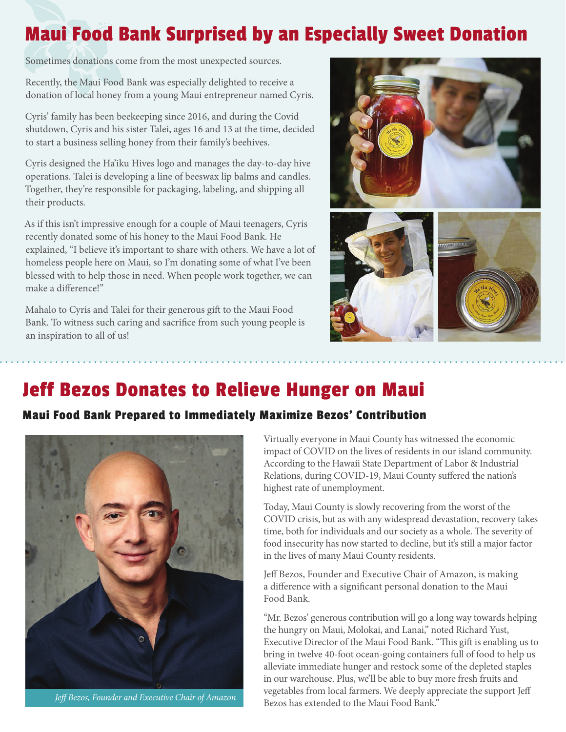# Maui Food Bank Surprised by an Especially Sweet Donation

Sometimes donations come from the most unexpected sources.

Recently, the Maui Food Bank was especially delighted to receive a donation of local honey from a young Maui entrepreneur named Cyris.

Cyris' family has been beekeeping since 2016, and during the Covid shutdown, Cyris and his sister Talei, ages 16 and 13 at the time, decided to start a business selling honey from their family's beehives.

Cyris designed the Ha'iku Hives logo and manages the day-to-day hive operations. Talei is developing a line of beeswax lip balms and candles. Together, they're responsible for packaging, labeling, and shipping all their products.

As if this isn't impressive enough for a couple of Maui teenagers, Cyris recently donated some of his honey to the Maui Food Bank. He explained, "I believe it's important to share with others. We have a lot of homeless people here on Maui, so I'm donating some of what I've been blessed with to help those in need. When people work together, we can make a difference!"

Mahalo to Cyris and Talei for their generous gift to the Maui Food Bank. To witness such caring and sacrifice from such young people is an inspiration to all of us!

# Jeff Bezos Donates to Relieve Hunger on Maui

## Maui Food Bank Prepared to Immediately Maximize Bezos' Contribution

*Jeff Bezos, Founder and Executive Chair of Amazon*

Virtually everyone in Maui County has witnessed the economic impact of COVID on the lives of residents in our island community. According to the Hawaii State Department of Labor & Industrial Relations, during COVID-19, Maui County suffered the nation's highest rate of unemployment.

Today, Maui County is slowly recovering from the worst of the COVID crisis, but as with any widespread devastation, recovery takes time, both for individuals and our society as a whole. The severity of food insecurity has now started to decline, but it's still a major factor in the lives of many Maui County residents.

Jeff Bezos, Founder and Executive Chair of Amazon, is making a difference with a significant personal donation to the Maui Food Bank.

"Mr. Bezos' generous contribution will go a long way towards helping the hungry on Maui, Molokai, and Lanai," noted Richard Yust, Executive Director of the Maui Food Bank. "This gift is enabling us to bring in twelve 40-foot ocean-going containers full of food to help us alleviate immediate hunger and restock some of the depleted staples in our warehouse. Plus, we'll be able to buy more fresh fruits and vegetables from local farmers. We deeply appreciate the support Jeff Bezos has extended to the Maui Food Bank."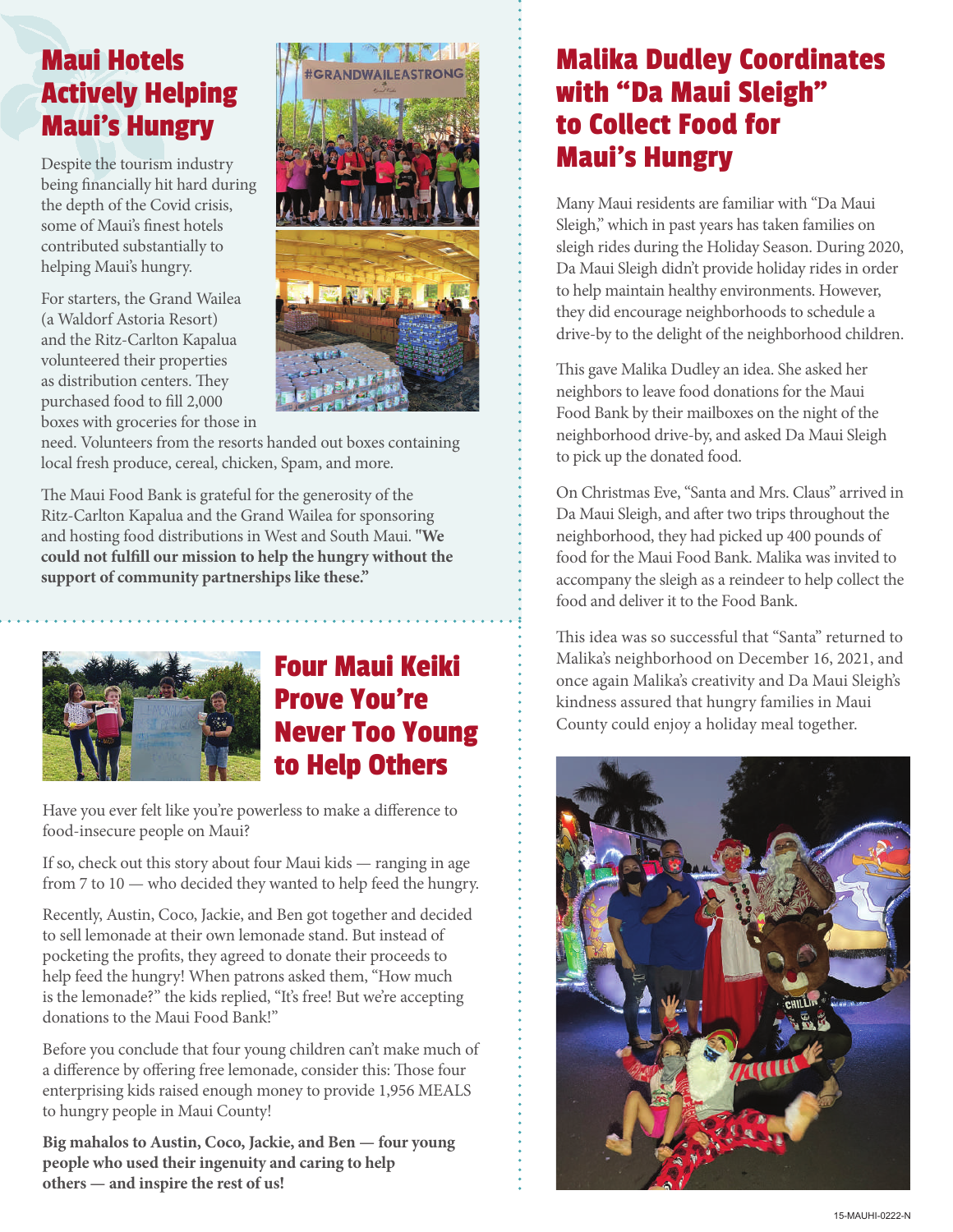## Maui Hotels Actively Helping Maui's Hungry

Despite the tourism industry being financially hit hard during the depth of the Covid crisis, some of Maui's finest hotels contributed substantially to helping Maui's hungry.

For starters, the Grand Wailea (a Waldorf Astoria Resort) and the Ritz-Carlton Kapalua volunteered their properties as distribution centers. They purchased food to fill 2,000 boxes with groceries for those in need. Volunteers from the resorts handed out boxes containing local fresh produce, cereal, chicken, Spam, and more.

The Maui Food Bank is grateful for the generosity of the Ritz-Carlton Kapalua and the Grand Wailea for sponsoring and hosting food distributions in West and South Maui. **"We could not fulfill our mission to help the hungry without the support of community partnerships like these."**

## Four Maui Keiki Prove You're Never Too Young to Help Others

Have you ever felt like you're powerless to make a difference to food-insecure people on Maui?

If so, check out this story about four Maui kids — ranging in age from 7 to 10 — who decided they wanted to help feed the hungry.

Recently, Austin, Coco, Jackie, and Ben got together and decided to sell lemonade at their own lemonade stand. But instead of pocketing the profits, they agreed to donate their proceeds to help feed the hungry! When patrons asked them, "How much is the lemonade?" the kids replied, "It's free! But we're accepting donations to the Maui Food Bank!"

Before you conclude that four young children can't make much of a difference by offering free lemonade, consider this: Those four enterprising kids raised enough money to provide 1,956 MEALS to hungry people in Maui County!

**Big mahalos to Austin, Coco, Jackie, and Ben — four young people who used their ingenuity and caring to help others — and inspire the rest of us!**

## Malika Dudley Coordinates with "Da Maui Sleigh" to Collect Food for Maui's Hungry

Many Maui residents are familiar with "Da Maui Sleigh," which in past years has taken families on sleigh rides during the Holiday Season. During 2020, Da Maui Sleigh didn't provide holiday rides in order to help maintain healthy environments. However, they did encourage neighborhoods to schedule a drive-by to the delight of the neighborhood children.

This gave Malika Dudley an idea. She asked her neighbors to leave food donations for the Maui Food Bank by their mailboxes on the night of the neighborhood drive-by, and asked Da Maui Sleigh to pick up the donated food.

On Christmas Eve, "Santa and Mrs. Claus" arrived in Da Maui Sleigh, and after two trips throughout the neighborhood, they had picked up 400 pounds of food for the Maui Food Bank. Malika was invited to accompany the sleigh as a reindeer to help collect the food and deliver it to the Food Bank.

This idea was so successful that "Santa" returned to Malika's neighborhood on December 16, 2021, and once again Malika's creativity and Da Maui Sleigh's kindness assured that hungry families in Maui County could enjoy a holiday meal together.

15-MAUHI-0222-N